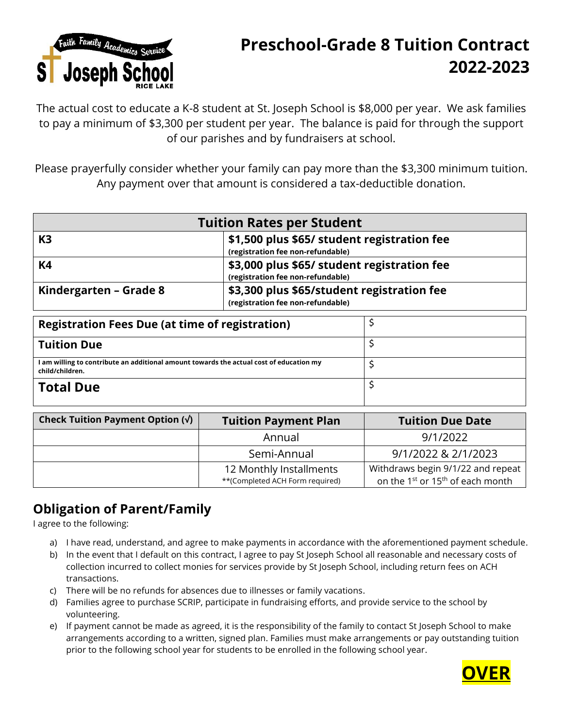# Preschool-Grade 8 Tuition Contract 2022-2023

Faith Family Academics Service
St Joseph School
RICE LAKE

The actual cost to educate a K-8 student at St. Joseph School is $8,000 per year. We ask families to pay a minimum of $3,300 per student per year. The balance is paid for through the support of our parishes and by fundraisers at school.

Please prayerfully consider whether your family can pay more than the $3,300 minimum tuition. Any payment over that amount is considered a tax-deductible donation.

| Tuition Rates per Student | |
|---|---|
| **K3** | **$1,500 plus $65/ student registration fee** (registration fee non-refundable) |
| **K4** | **$3,000 plus $65/ student registration fee** (registration fee non-refundable) |
| **Kindergarten – Grade 8** | **$3,300 plus $65/student registration fee** (registration fee non-refundable) |

| | |
|---|---|
| **Registration Fees Due (at time of registration)** | $ |
| **Tuition Due** | $ |
| **I am willing to contribute an additional amount towards the actual cost of education my child/children.** | $ |
| **Total Due** | $ |

| Check Tuition Payment Option (√) | Tuition Payment Plan | Tuition Due Date |
|---|---|---|
| | Annual | 9/1/2022 |
| | Semi-Annual | 9/1/2022 & 2/1/2023 |
| | 12 Monthly Installments **(Completed ACH Form required) | Withdraws begin 9/1/22 and repeat on the 1st or 15th of each month |

## Obligation of Parent/Family

I agree to the following:

a) I have read, understand, and agree to make payments in accordance with the aforementioned payment schedule.
b) In the event that I default on this contract, I agree to pay St Joseph School all reasonable and necessary costs of collection incurred to collect monies for services provide by St Joseph School, including return fees on ACH transactions.
c) There will be no refunds for absences due to illnesses or family vacations.
d) Families agree to purchase SCRIP, participate in fundraising efforts, and provide service to the school by volunteering.
e) If payment cannot be made as agreed, it is the responsibility of the family to contact St Joseph School to make arrangements according to a written, signed plan. Families must make arrangements or pay outstanding tuition prior to the following school year for students to be enrolled in the following school year.

**OVER**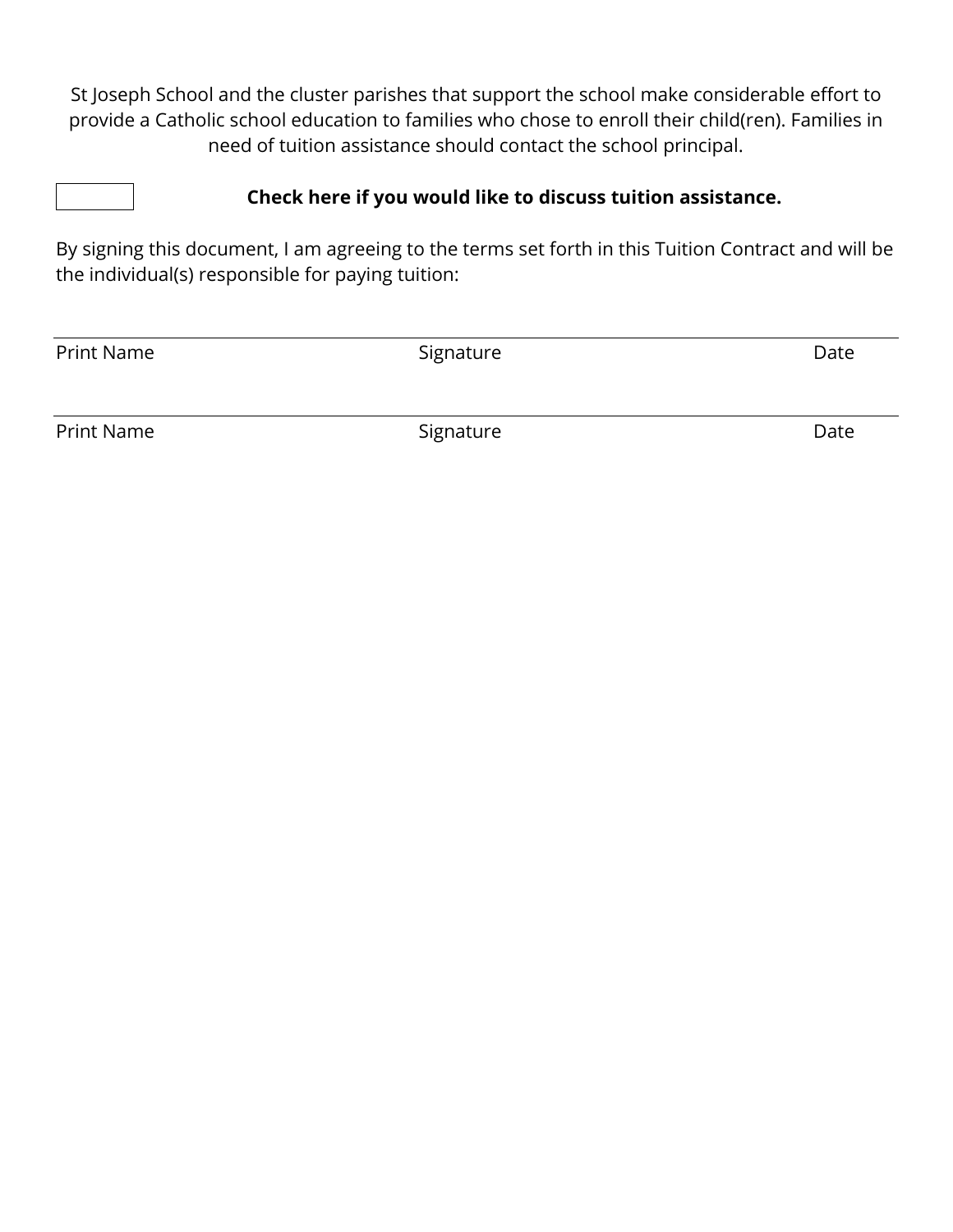St Joseph School and the cluster parishes that support the school make considerable effort to provide a Catholic school education to families who chose to enroll their child(ren). Families in need of tuition assistance should contact the school principal.

☐ **Check here if you would like to discuss tuition assistance.**

By signing this document, I am agreeing to the terms set forth in this Tuition Contract and will be the individual(s) responsible for paying tuition:

| | | |
|---|---|---|
| Print Name | Signature | Date |
| Print Name | Signature | Date |